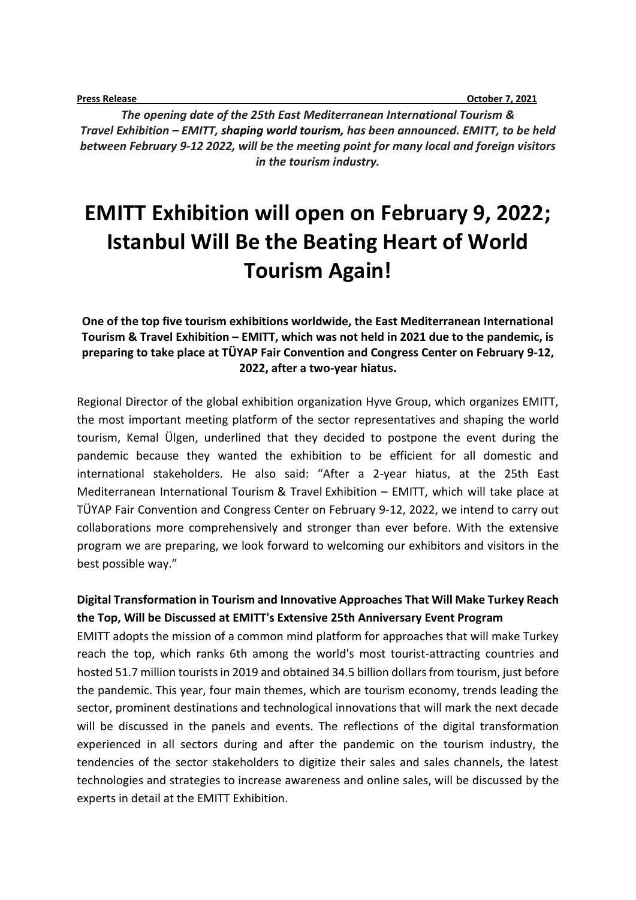**Press Release** **October 7, 2021**

*The opening date of the 25th East Mediterranean International Tourism & Travel Exhibition – EMITT,* ***shaping world tourism,*** *has been announced. EMITT, to be held between February 9-12 2022, will be the meeting point for many local and foreign visitors in the tourism industry.*

# EMITT Exhibition will open on February 9, 2022; Istanbul Will Be the Beating Heart of World Tourism Again!

**One of the top five tourism exhibitions worldwide, the East Mediterranean International Tourism & Travel Exhibition – EMITT, which was not held in 2021 due to the pandemic, is preparing to take place at TÜYAP Fair Convention and Congress Center on February 9-12, 2022, after a two-year hiatus.**

Regional Director of the global exhibition organization Hyve Group, which organizes EMITT, the most important meeting platform of the sector representatives and shaping the world tourism, Kemal Ülgen, underlined that they decided to postpone the event during the pandemic because they wanted the exhibition to be efficient for all domestic and international stakeholders. He also said: "After a 2-year hiatus, at the 25th East Mediterranean International Tourism & Travel Exhibition – EMITT, which will take place at TÜYAP Fair Convention and Congress Center on February 9-12, 2022, we intend to carry out collaborations more comprehensively and stronger than ever before. With the extensive program we are preparing, we look forward to welcoming our exhibitors and visitors in the best possible way."

**Digital Transformation in Tourism and Innovative Approaches That Will Make Turkey Reach the Top, Will be Discussed at EMITT's Extensive 25th Anniversary Event Program**

EMITT adopts the mission of a common mind platform for approaches that will make Turkey reach the top, which ranks 6th among the world's most tourist-attracting countries and hosted 51.7 million tourists in 2019 and obtained 34.5 billion dollars from tourism, just before the pandemic. This year, four main themes, which are tourism economy, trends leading the sector, prominent destinations and technological innovations that will mark the next decade will be discussed in the panels and events. The reflections of the digital transformation experienced in all sectors during and after the pandemic on the tourism industry, the tendencies of the sector stakeholders to digitize their sales and sales channels, the latest technologies and strategies to increase awareness and online sales, will be discussed by the experts in detail at the EMITT Exhibition.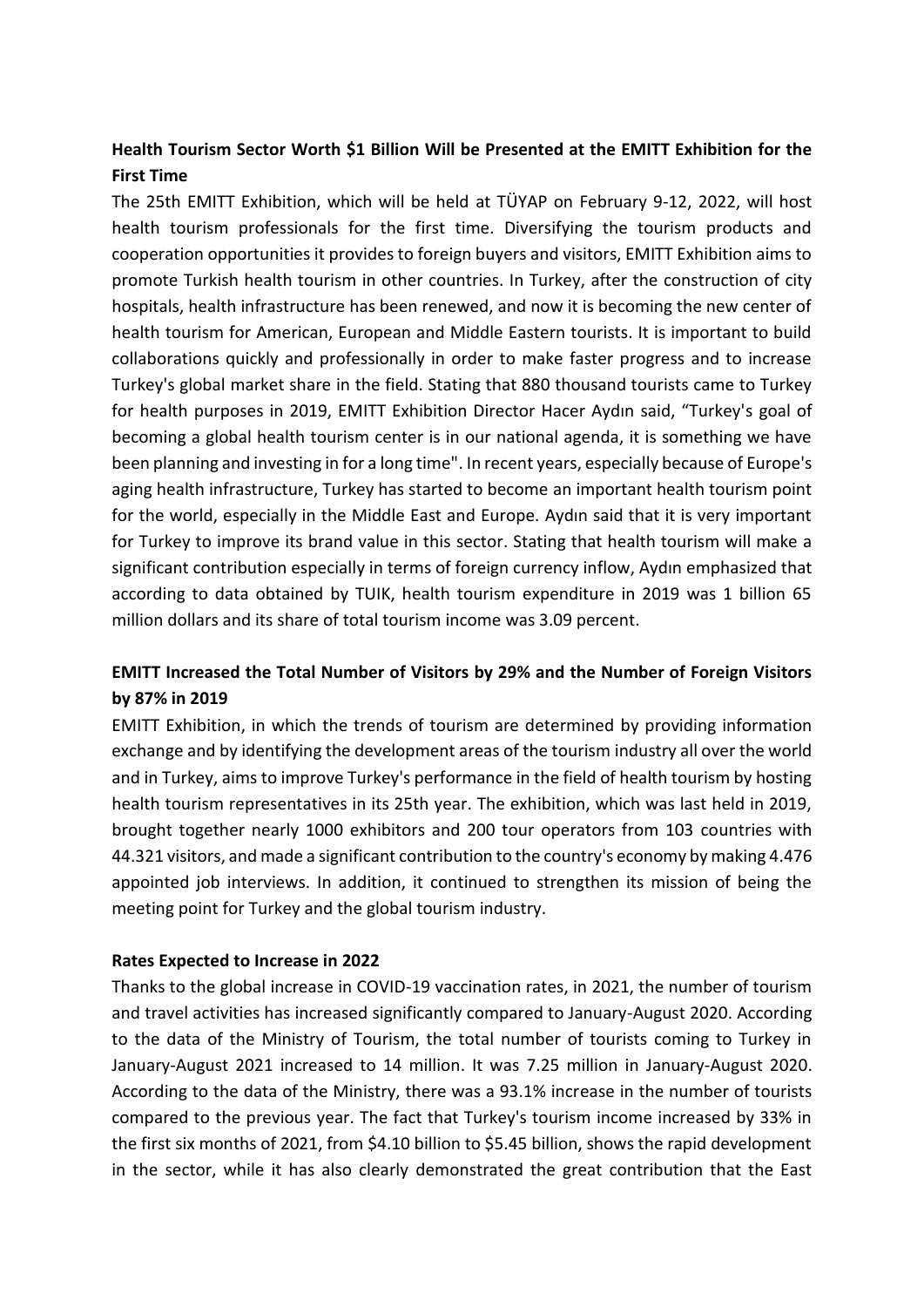**Health Tourism Sector Worth $1 Billion Will be Presented at the EMITT Exhibition for the First Time**

The 25th EMITT Exhibition, which will be held at TÜYAP on February 9-12, 2022, will host health tourism professionals for the first time. Diversifying the tourism products and cooperation opportunities it provides to foreign buyers and visitors, EMITT Exhibition aims to promote Turkish health tourism in other countries. In Turkey, after the construction of city hospitals, health infrastructure has been renewed, and now it is becoming the new center of health tourism for American, European and Middle Eastern tourists. It is important to build collaborations quickly and professionally in order to make faster progress and to increase Turkey's global market share in the field. Stating that 880 thousand tourists came to Turkey for health purposes in 2019, EMITT Exhibition Director Hacer Aydın said, "Turkey's goal of becoming a global health tourism center is in our national agenda, it is something we have been planning and investing in for a long time". In recent years, especially because of Europe's aging health infrastructure, Turkey has started to become an important health tourism point for the world, especially in the Middle East and Europe. Aydın said that it is very important for Turkey to improve its brand value in this sector. Stating that health tourism will make a significant contribution especially in terms of foreign currency inflow, Aydın emphasized that according to data obtained by TUIK, health tourism expenditure in 2019 was 1 billion 65 million dollars and its share of total tourism income was 3.09 percent.

**EMITT Increased the Total Number of Visitors by 29% and the Number of Foreign Visitors by 87% in 2019**

EMITT Exhibition, in which the trends of tourism are determined by providing information exchange and by identifying the development areas of the tourism industry all over the world and in Turkey, aims to improve Turkey's performance in the field of health tourism by hosting health tourism representatives in its 25th year. The exhibition, which was last held in 2019, brought together nearly 1000 exhibitors and 200 tour operators from 103 countries with 44.321 visitors, and made a significant contribution to the country's economy by making 4.476 appointed job interviews. In addition, it continued to strengthen its mission of being the meeting point for Turkey and the global tourism industry.

**Rates Expected to Increase in 2022**

Thanks to the global increase in COVID-19 vaccination rates, in 2021, the number of tourism and travel activities has increased significantly compared to January-August 2020. According to the data of the Ministry of Tourism, the total number of tourists coming to Turkey in January-August 2021 increased to 14 million. It was 7.25 million in January-August 2020. According to the data of the Ministry, there was a 93.1% increase in the number of tourists compared to the previous year. The fact that Turkey's tourism income increased by 33% in the first six months of 2021, from $4.10 billion to $5.45 billion, shows the rapid development in the sector, while it has also clearly demonstrated the great contribution that the East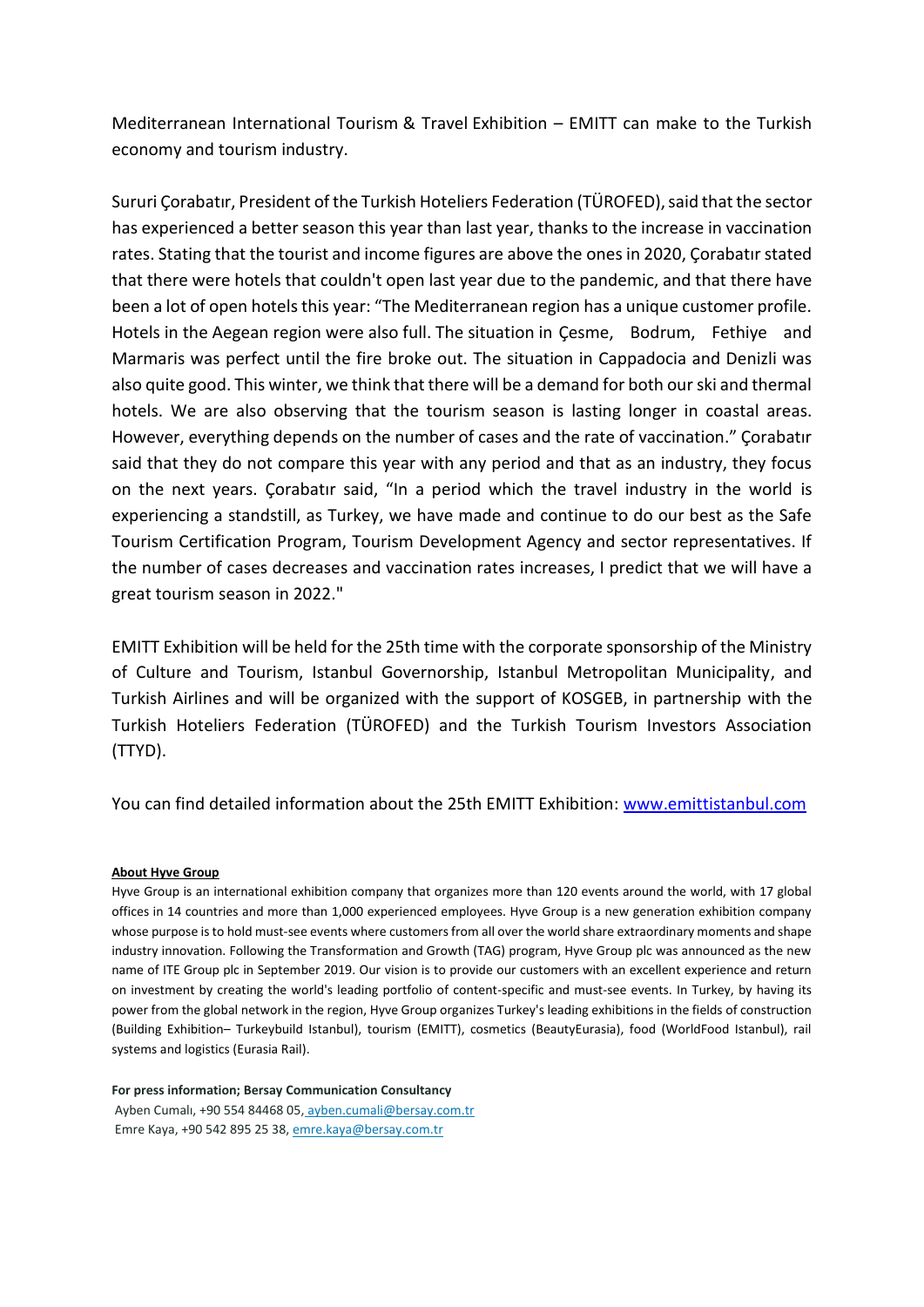Mediterranean International Tourism & Travel Exhibition – EMITT can make to the Turkish economy and tourism industry.

Sururi Çorabatır, President of the Turkish Hoteliers Federation (TÜROFED), said that the sector has experienced a better season this year than last year, thanks to the increase in vaccination rates. Stating that the tourist and income figures are above the ones in 2020, Çorabatır stated that there were hotels that couldn't open last year due to the pandemic, and that there have been a lot of open hotels this year: "The Mediterranean region has a unique customer profile. Hotels in the Aegean region were also full. The situation in Çesme, Bodrum, Fethiye and Marmaris was perfect until the fire broke out. The situation in Cappadocia and Denizli was also quite good. This winter, we think that there will be a demand for both our ski and thermal hotels. We are also observing that the tourism season is lasting longer in coastal areas. However, everything depends on the number of cases and the rate of vaccination." Çorabatır said that they do not compare this year with any period and that as an industry, they focus on the next years. Çorabatır said, "In a period which the travel industry in the world is experiencing a standstill, as Turkey, we have made and continue to do our best as the Safe Tourism Certification Program, Tourism Development Agency and sector representatives. If the number of cases decreases and vaccination rates increases, I predict that we will have a great tourism season in 2022."

EMITT Exhibition will be held for the 25th time with the corporate sponsorship of the Ministry of Culture and Tourism, Istanbul Governorship, Istanbul Metropolitan Municipality, and Turkish Airlines and will be organized with the support of KOSGEB, in partnership with the Turkish Hoteliers Federation (TÜROFED) and the Turkish Tourism Investors Association (TTYD).

You can find detailed information about the 25th EMITT Exhibition: [www.emittistanbul.com](http://www.emittistanbul.com)

**About Hyve Group**

Hyve Group is an international exhibition company that organizes more than 120 events around the world, with 17 global offices in 14 countries and more than 1,000 experienced employees. Hyve Group is a new generation exhibition company whose purpose is to hold must-see events where customers from all over the world share extraordinary moments and shape industry innovation. Following the Transformation and Growth (TAG) program, Hyve Group plc was announced as the new name of ITE Group plc in September 2019. Our vision is to provide our customers with an excellent experience and return on investment by creating the world's leading portfolio of content-specific and must-see events. In Turkey, by having its power from the global network in the region, Hyve Group organizes Turkey's leading exhibitions in the fields of construction (Building Exhibition– Turkeybuild Istanbul), tourism (EMITT), cosmetics (BeautyEurasia), food (WorldFood Istanbul), rail systems and logistics (Eurasia Rail).

**For press information; Bersay Communication Consultancy**

Ayben Cumalı, +90 554 84468 05, ayben.cumali@bersay.com.tr
Emre Kaya, +90 542 895 25 38, emre.kaya@bersay.com.tr